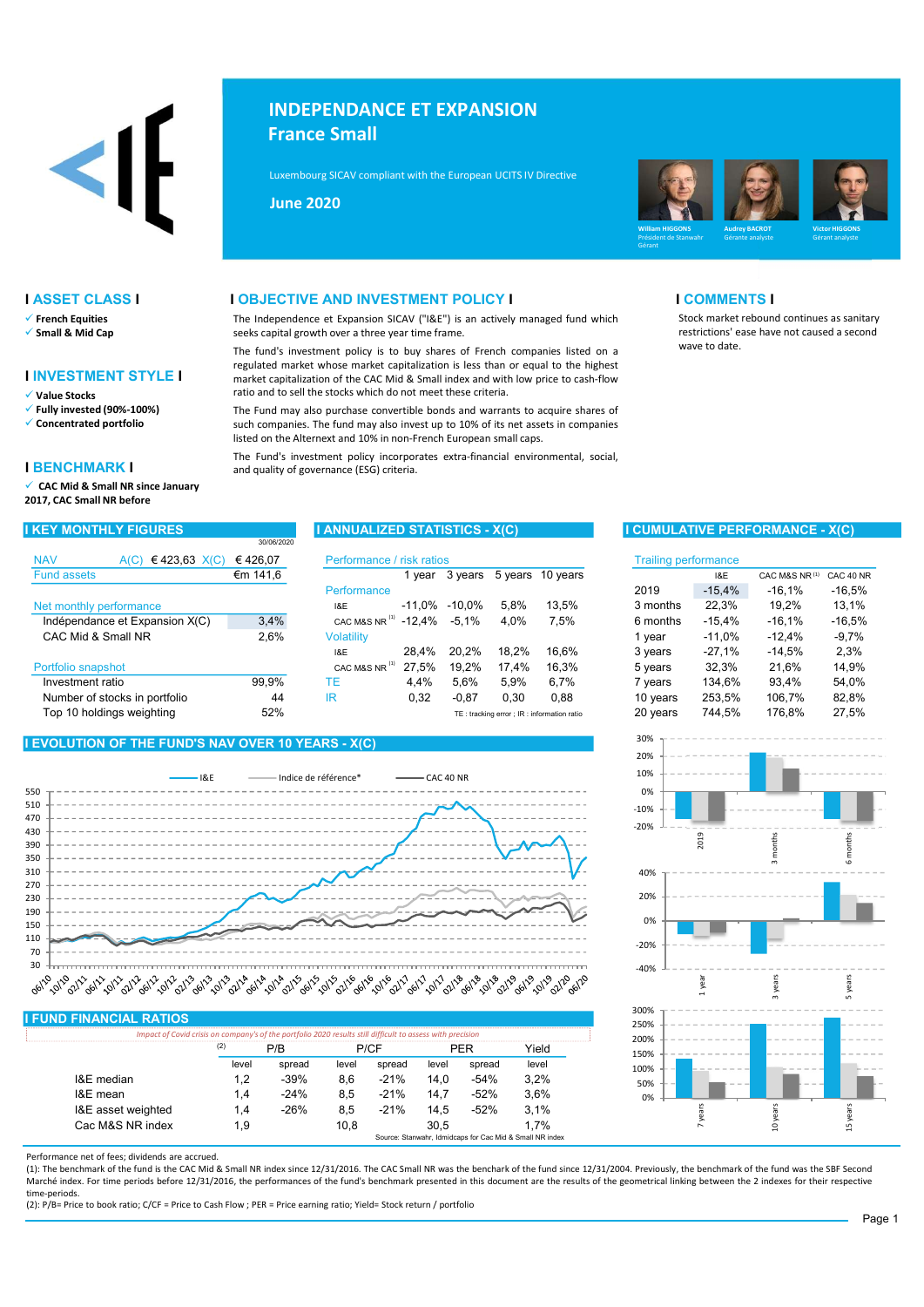# INDEPENDANCE ET EXPANSION
## France Small

Luxembourg SICAV compliant with the European UCITS IV Directive

**June 2020**

William HIGGONS – Président de Stanwahr, Gérant
Audrey BACROT – Gérante analyste
Victor HIGGONS – Gérant analyste

## ASSET CLASS

- French Equities
- Small & Mid Cap

## INVESTMENT STYLE

- Value Stocks
- Fully invested (90%-100%)
- Concentrated portfolio

## BENCHMARK

- CAC Mid & Small NR since January 2017, CAC Small NR before

## OBJECTIVE AND INVESTMENT POLICY

The Independence et Expansion SICAV ("I&E") is an actively managed fund which seeks capital growth over a three year time frame.

The fund's investment policy is to buy shares of French companies listed on a regulated market whose market capitalization is less than or equal to the highest market capitalization of the CAC Mid & Small index and with low price to cash-flow ratio and to sell the stocks which do not meet these criteria.

The Fund may also purchase convertible bonds and warrants to acquire shares of such companies. The fund may also invest up to 10% of its net assets in companies listed on the Alternext and 10% in non-French European small caps.

The Fund's investment policy incorporates extra-financial environmental, social, and quality of governance (ESG) criteria.

## COMMENTS

Stock market rebound continues as sanitary restrictions' ease have not caused a second wave to date.

## KEY MONTHLY FIGURES

30/06/2020

| | | | |
|---|---|---|---|
| NAV | A(C) € 423,63 | X(C) | € 426,07 |
| Fund assets | | | €m 141,6 |
| **Net monthly performance** | | | |
| Indépendance et Expansion X(C) | | | 3,4% |
| CAC Mid & Small NR | | | 2,6% |
| **Portfolio snapshot** | | | |
| Investment ratio | | | 99,9% |
| Number of stocks in portfolio | | | 44 |
| Top 10 holdings weighting | | | 52% |

## ANNUALIZED STATISTICS - X(C)

| Performance / risk ratios | 1 year | 3 years | 5 years | 10 years |
|---|---|---|---|---|
| **Performance** | | | | |
| I&E | -11,0% | -10,0% | 5,8% | 13,5% |
| CAC M&S NR (1) | -12,4% | -5,1% | 4,0% | 7,5% |
| **Volatility** | | | | |
| I&E | 28,4% | 20,2% | 18,2% | 16,6% |
| CAC M&S NR (1) | 27,5% | 19,2% | 17,4% | 16,3% |
| TE | 4,4% | 5,6% | 5,9% | 6,7% |
| IR | 0,32 | -0,87 | 0,30 | 0,88 |

TE : tracking error ; IR : information ratio

## CUMULATIVE PERFORMANCE - X(C)

| Trailing performance | I&E | CAC M&S NR (1) | CAC 40 NR |
|---|---|---|---|
| 2019 | -15,4% | -16,1% | -16,5% |
| 3 months | 22,3% | 19,2% | 13,1% |
| 6 months | -15,4% | -16,1% | -16,5% |
| 1 year | -11,0% | -12,4% | -9,7% |
| 3 years | -27,1% | -14,5% | 2,3% |
| 5 years | 32,3% | 21,6% | 14,9% |
| 7 years | 134,6% | 93,4% | 54,0% |
| 10 years | 253,5% | 106,7% | 82,8% |
| 20 years | 744,5% | 176,8% | 27,5% |

## EVOLUTION OF THE FUND'S NAV OVER 10 YEARS - X(C)

I&E — Indice de référence* — CAC 40 NR

## FUND FINANCIAL RATIOS

*Impact of Covid crisis on company's of the portfolio 2020 results still difficult to assess with precision*

| (2) | P/B | | P/CF | | PER | | Yield |
|---|---|---|---|---|---|---|---|
| | level | spread | level | spread | level | spread | level |
| I&E median | 1,2 | -39% | 8,6 | -21% | 14,0 | -54% | 3,2% |
| I&E mean | 1,4 | -24% | 8,5 | -21% | 14,7 | -52% | 3,6% |
| I&E asset weighted | 1,4 | -26% | 8,5 | -21% | 14,5 | -52% | 3,1% |
| Cac M&S NR index | 1,9 | | 10,8 | | 30,5 | | 1,7% |

Source: Stanwahr, Idmidcaps for Cac Mid & Small NR index

Performance net of fees; dividends are accrued.

(1): The benchmark of the fund is the CAC Mid & Small NR index since 12/31/2016. The CAC Small NR was the benchark of the fund since 12/31/2004. Previously, the benchmark of the fund was the SBF Second Marché index. For time periods before 12/31/2016, the performances of the fund's benchmark presented in this document are the results of the geometrical linking between the 2 indexes for their respective time-periods.

(2): P/B= Price to book ratio; C/CF = Price to Cash Flow ; PER = Price earning ratio; Yield= Stock return / portfolio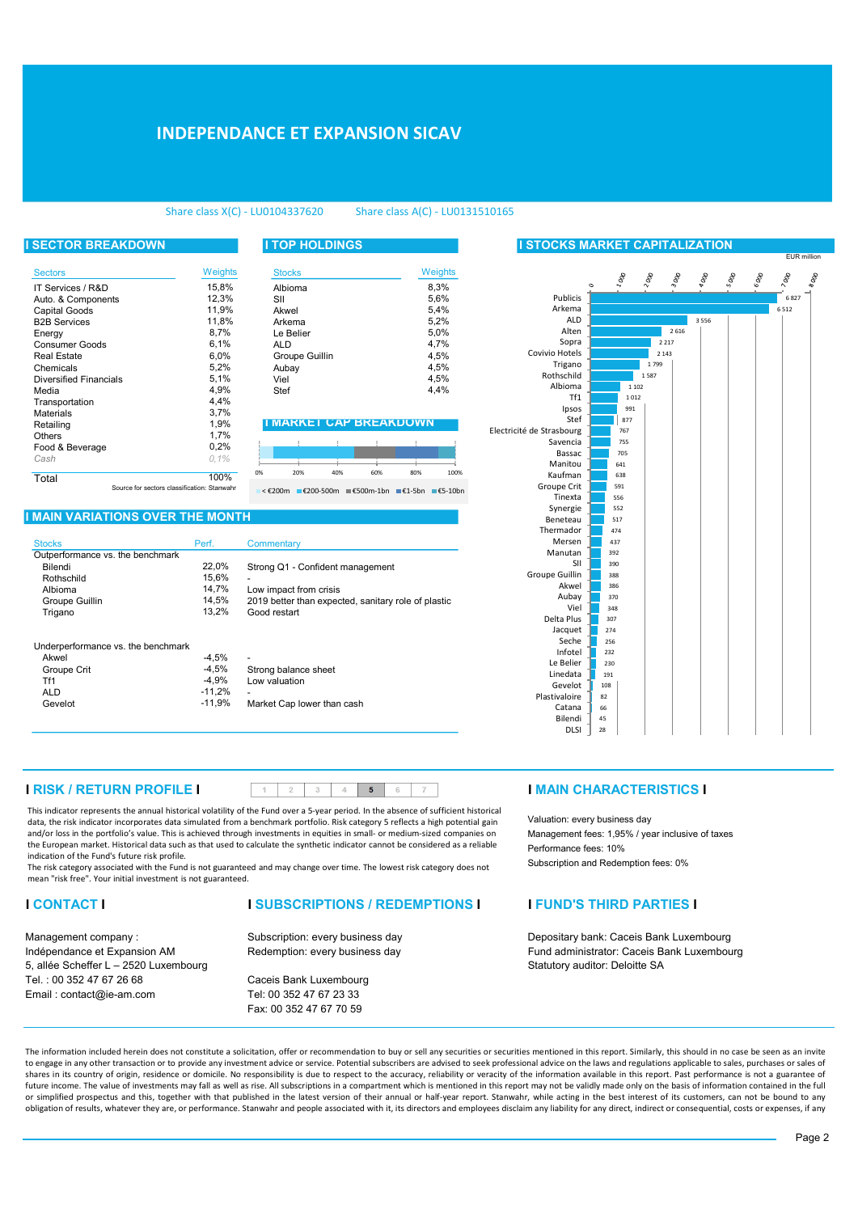# INDEPENDANCE ET EXPANSION SICAV

Share class X(C) - LU0104337620 Share class A(C) - LU0131510165

## SECTOR BREAKDOWN

| Sectors | Weights |
|---|---|
| IT Services / R&D | 15,8% |
| Auto. & Components | 12,3% |
| Capital Goods | 11,9% |
| B2B Services | 11,8% |
| Energy | 8,7% |
| Consumer Goods | 6,1% |
| Real Estate | 6,0% |
| Chemicals | 5,2% |
| Diversified Financials | 5,1% |
| Media | 4,9% |
| Transportation | 4,4% |
| Materials | 3,7% |
| Retailing | 1,9% |
| Others | 1,7% |
| Food & Beverage | 0,2% |
| *Cash* | *0,1%* |
| Total | 100% |

Source for sectors classification: Stanwahr

## TOP HOLDINGS

| Stocks | Weights |
|---|---|
| Albioma | 8,3% |
| SII | 5,6% |
| Akwel | 5,4% |
| Arkema | 5,2% |
| Le Belier | 5,0% |
| ALD | 4,7% |
| Groupe Guillin | 4,5% |
| Aubay | 4,5% |
| Viel | 4,5% |
| Stef | 4,4% |

## MARKET CAP BREAKDOWN

0% 20% 40% 60% 80% 100%

< €200m €200-500m €500m-1bn €1-5bn €5-10bn

## STOCKS MARKET CAPITALIZATION

EUR million

0 1 000 2 000 3 000 4 000 5 000 6 000 7 000 8 000

Publicis 6 827
Arkema 6 512
ALD 3 556
Alten 2 616
Sopra 2 217
Covivio Hotels 2 143
Trigano 1 799
Rothschild 1 587
Albioma 1 102
Tf1 1 012
Ipsos 991
Stef 877
Electricité de Strasbourg 767
Savencia 755
Bassac 705
Manitou 641
Kaufman 638
Groupe Crit 591
Tinexta 556
Synergie 552
Beneteau 517
Thermador 474
Mersen 437
Manutan 392
SII 390
Groupe Guillin 388
Akwel 386
Aubay 370
Viel 348
Delta Plus 307
Jacquet 274
Seche 256
Infotel 232
Le Belier 230
Linedata 191
Gevelot 108
Plastivaloire 82
Catana 66
Bilendi 45
DLSI 28

## MAIN VARIATIONS OVER THE MONTH

| Stocks | Perf. | Commentary |
|---|---|---|
| **Outperformance vs. the benchmark** | | |
| Bilendi | 22,0% | Strong Q1 - Confident management |
| Rothschild | 15,6% | - |
| Albioma | 14,7% | Low impact from crisis |
| Groupe Guillin | 14,5% | 2019 better than expected, sanitary role of plastic |
| Trigano | 13,2% | Good restart |
| **Underperformance vs. the benchmark** | | |
| Akwel | -4,5% | - |
| Groupe Crit | -4,5% | Strong balance sheet |
| Tf1 | -4,9% | Low valuation |
| ALD | -11,2% | - |
| Gevelot | -11,9% | Market Cap lower than cash |

## RISK / RETURN PROFILE

1 2 3 4 **5** 6 7

This indicator represents the annual historical volatility of the Fund over a 5-year period. In the absence of sufficient historical data, the risk indicator incorporates data simulated from a benchmark portfolio. Risk category 5 reflects a high potential gain and/or loss in the portfolio's value. This is achieved through investments in equities in small- or medium-sized companies on the European market. Historical data such as that used to calculate the synthetic indicator cannot be considered as a reliable indication of the Fund's future risk profile.
The risk category associated with the Fund is not guaranteed and may change over time. The lowest risk category does not mean "risk free". Your initial investment is not guaranteed.

## MAIN CHARACTERISTICS

Valuation: every business day
Management fees: 1,95% / year inclusive of taxes
Performance fees: 10%
Subscription and Redemption fees: 0%

## CONTACT

Management company :
Indépendance et Expansion AM
5, allée Scheffer L – 2520 Luxembourg
Tel. : 00 352 47 67 26 68
Email : contact@ie-am.com

## SUBSCRIPTIONS / REDEMPTIONS

Subscription: every business day
Redemption: every business day

Caceis Bank Luxembourg
Tel: 00 352 47 67 23 33
Fax: 00 352 47 67 70 59

## FUND'S THIRD PARTIES

Depositary bank: Caceis Bank Luxembourg
Fund administrator: Caceis Bank Luxembourg
Statutory auditor: Deloitte SA

The information included herein does not constitute a solicitation, offer or recommendation to buy or sell any securities or securities mentioned in this report. Similarly, this should in no case be seen as an invite to engage in any other transaction or to provide any investment advice or service. Potential subscribers are advised to seek professional advice on the laws and regulations applicable to sales, purchases or sales of shares in its country of origin, residence or domicile. No responsibility is due to respect to the accuracy, reliability or veracity of the information available in this report. Past performance is not a guarantee of future income. The value of investments may fall as well as rise. All subscriptions in a compartment which is mentioned in this report may not be validly made only on the basis of information contained in the full or simplified prospectus and this, together with that published in the latest version of their annual or half-year report. Stanwahr, while acting in the best interest of its customers, can not be bound to any obligation of results, whatever they are, or performance. Stanwahr and people associated with it, its directors and employees disclaim any liability for any direct, indirect or consequential, costs or expenses, if any